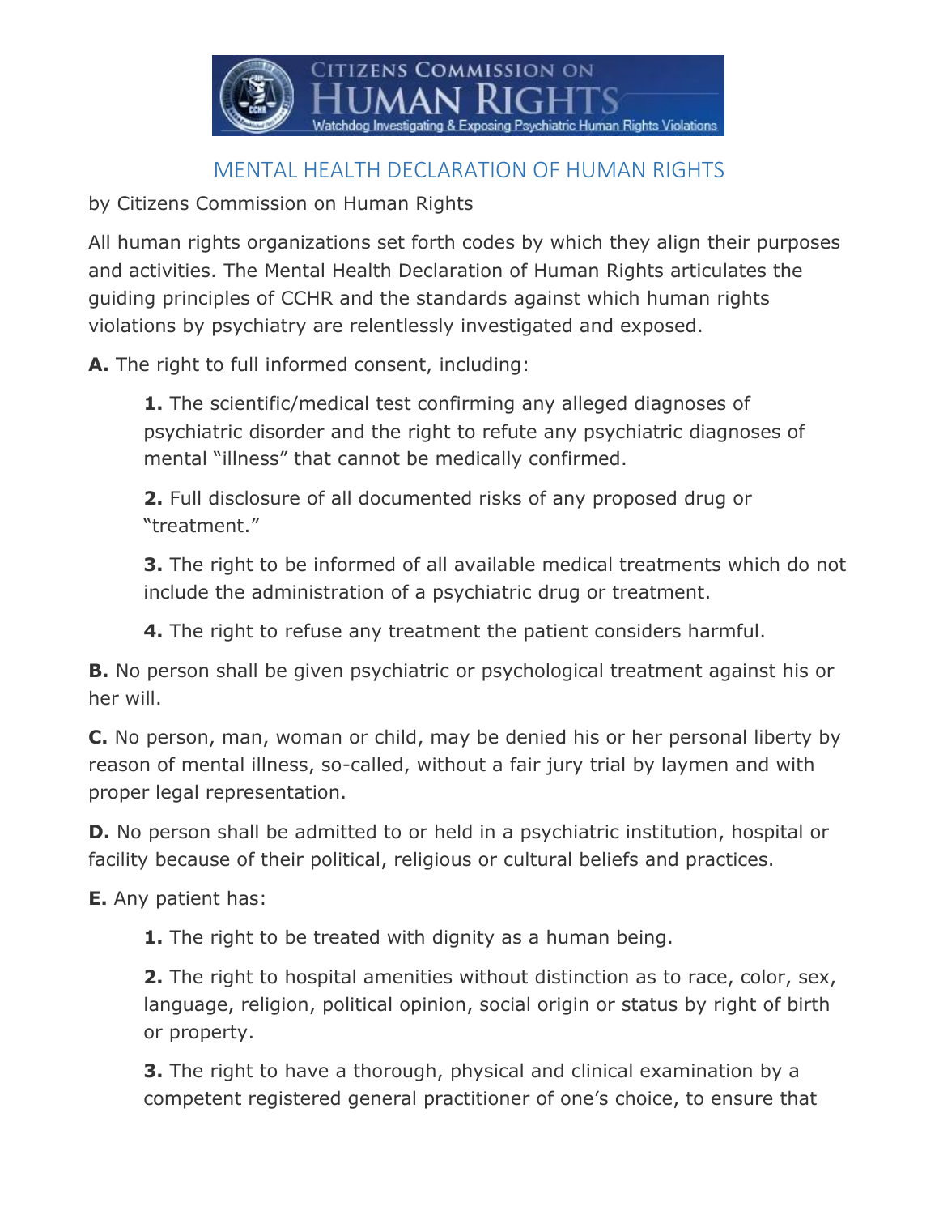# MENTAL HEALTH DECLARATION OF HUMAN RIGHTS

by Citizens Commission on Human Rights

All human rights organizations set forth codes by which they align their purposes and activities. The Mental Health Declaration of Human Rights articulates the guiding principles of CCHR and the standards against which human rights violations by psychiatry are relentlessly investigated and exposed.

**A.** The right to full informed consent, including:

> **1.** The scientific/medical test confirming any alleged diagnoses of psychiatric disorder and the right to refute any psychiatric diagnoses of mental "illness" that cannot be medically confirmed.
>
> **2.** Full disclosure of all documented risks of any proposed drug or "treatment."
>
> **3.** The right to be informed of all available medical treatments which do not include the administration of a psychiatric drug or treatment.
>
> **4.** The right to refuse any treatment the patient considers harmful.

**B.** No person shall be given psychiatric or psychological treatment against his or her will.

**C.** No person, man, woman or child, may be denied his or her personal liberty by reason of mental illness, so-called, without a fair jury trial by laymen and with proper legal representation.

**D.** No person shall be admitted to or held in a psychiatric institution, hospital or facility because of their political, religious or cultural beliefs and practices.

**E.** Any patient has:

> **1.** The right to be treated with dignity as a human being.
>
> **2.** The right to hospital amenities without distinction as to race, color, sex, language, religion, political opinion, social origin or status by right of birth or property.
>
> **3.** The right to have a thorough, physical and clinical examination by a competent registered general practitioner of one's choice, to ensure that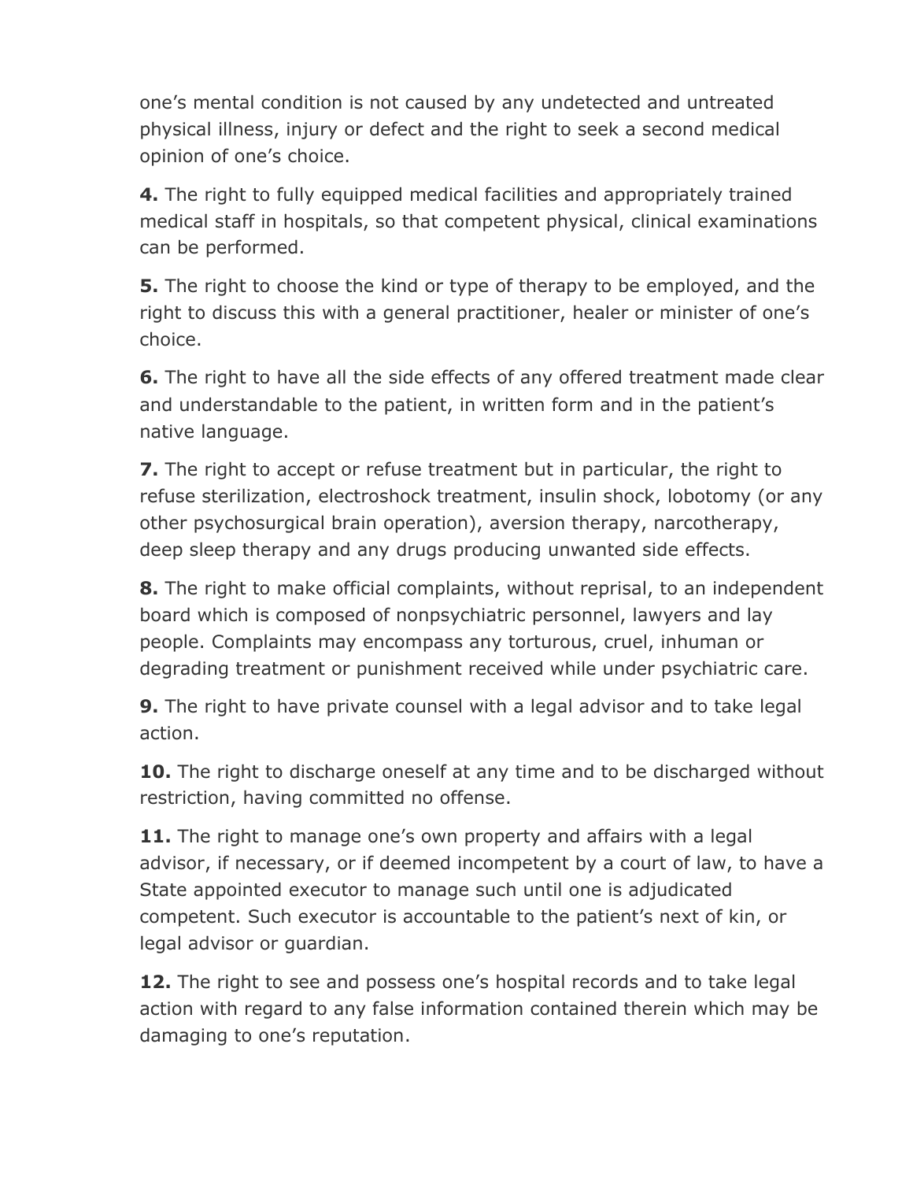one's mental condition is not caused by any undetected and untreated physical illness, injury or defect and the right to seek a second medical opinion of one's choice.

**4.** The right to fully equipped medical facilities and appropriately trained medical staff in hospitals, so that competent physical, clinical examinations can be performed.

**5.** The right to choose the kind or type of therapy to be employed, and the right to discuss this with a general practitioner, healer or minister of one's choice.

**6.** The right to have all the side effects of any offered treatment made clear and understandable to the patient, in written form and in the patient's native language.

**7.** The right to accept or refuse treatment but in particular, the right to refuse sterilization, electroshock treatment, insulin shock, lobotomy (or any other psychosurgical brain operation), aversion therapy, narcotherapy, deep sleep therapy and any drugs producing unwanted side effects.

**8.** The right to make official complaints, without reprisal, to an independent board which is composed of nonpsychiatric personnel, lawyers and lay people. Complaints may encompass any torturous, cruel, inhuman or degrading treatment or punishment received while under psychiatric care.

**9.** The right to have private counsel with a legal advisor and to take legal action.

**10.** The right to discharge oneself at any time and to be discharged without restriction, having committed no offense.

**11.** The right to manage one's own property and affairs with a legal advisor, if necessary, or if deemed incompetent by a court of law, to have a State appointed executor to manage such until one is adjudicated competent. Such executor is accountable to the patient's next of kin, or legal advisor or guardian.

**12.** The right to see and possess one's hospital records and to take legal action with regard to any false information contained therein which may be damaging to one's reputation.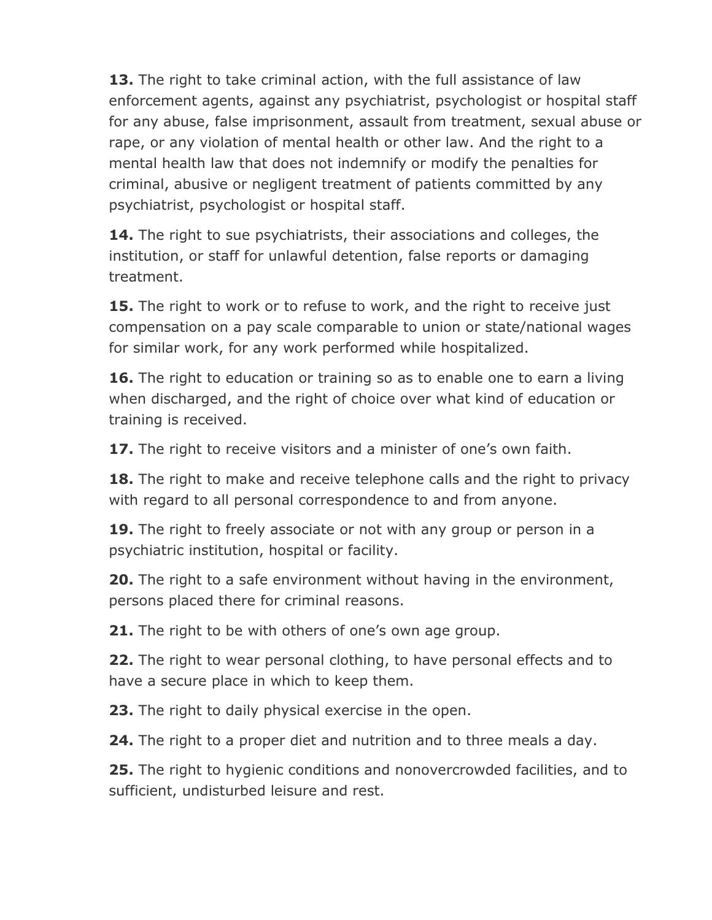**13.** The right to take criminal action, with the full assistance of law enforcement agents, against any psychiatrist, psychologist or hospital staff for any abuse, false imprisonment, assault from treatment, sexual abuse or rape, or any violation of mental health or other law. And the right to a mental health law that does not indemnify or modify the penalties for criminal, abusive or negligent treatment of patients committed by any psychiatrist, psychologist or hospital staff.

**14.** The right to sue psychiatrists, their associations and colleges, the institution, or staff for unlawful detention, false reports or damaging treatment.

**15.** The right to work or to refuse to work, and the right to receive just compensation on a pay scale comparable to union or state/national wages for similar work, for any work performed while hospitalized.

**16.** The right to education or training so as to enable one to earn a living when discharged, and the right of choice over what kind of education or training is received.

**17.** The right to receive visitors and a minister of one's own faith.

**18.** The right to make and receive telephone calls and the right to privacy with regard to all personal correspondence to and from anyone.

**19.** The right to freely associate or not with any group or person in a psychiatric institution, hospital or facility.

**20.** The right to a safe environment without having in the environment, persons placed there for criminal reasons.

**21.** The right to be with others of one's own age group.

**22.** The right to wear personal clothing, to have personal effects and to have a secure place in which to keep them.

**23.** The right to daily physical exercise in the open.

**24.** The right to a proper diet and nutrition and to three meals a day.

**25.** The right to hygienic conditions and nonovercrowded facilities, and to sufficient, undisturbed leisure and rest.